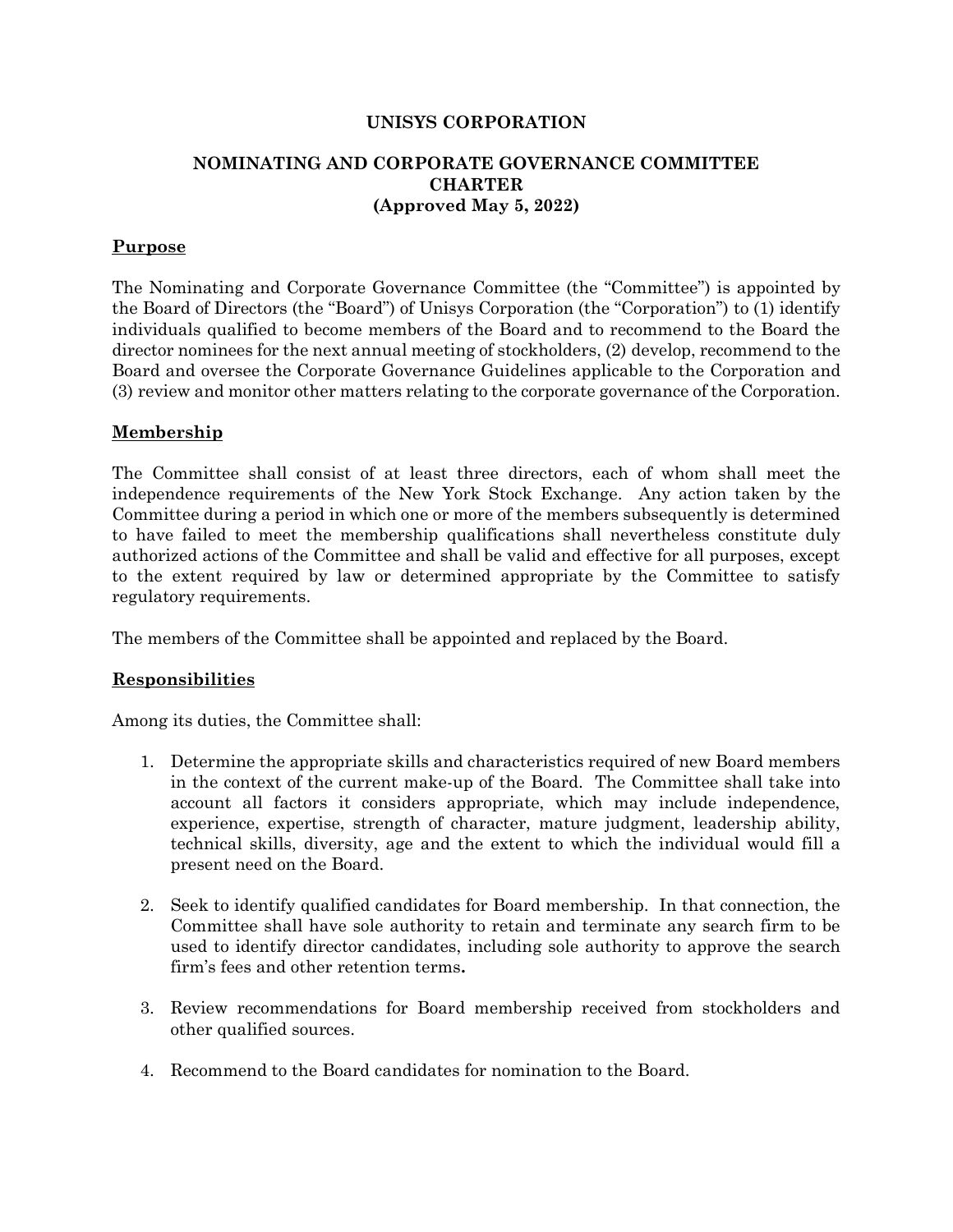# UNISYS CORPORATION

## NOMINATING AND CORPORATE GOVERNANCE COMMITTEE CHARTER (Approved May 5, 2022)

### Purpose

The Nominating and Corporate Governance Committee (the "Committee") is appointed by the Board of Directors (the "Board") of Unisys Corporation (the "Corporation") to (1) identify individuals qualified to become members of the Board and to recommend to the Board the director nominees for the next annual meeting of stockholders, (2) develop, recommend to the Board and oversee the Corporate Governance Guidelines applicable to the Corporation and (3) review and monitor other matters relating to the corporate governance of the Corporation.

### Membership

The Committee shall consist of at least three directors, each of whom shall meet the independence requirements of the New York Stock Exchange. Any action taken by the Committee during a period in which one or more of the members subsequently is determined to have failed to meet the membership qualifications shall nevertheless constitute duly authorized actions of the Committee and shall be valid and effective for all purposes, except to the extent required by law or determined appropriate by the Committee to satisfy regulatory requirements.

The members of the Committee shall be appointed and replaced by the Board.

### Responsibilities

Among its duties, the Committee shall:

1. Determine the appropriate skills and characteristics required of new Board members in the context of the current make-up of the Board. The Committee shall take into account all factors it considers appropriate, which may include independence, experience, expertise, strength of character, mature judgment, leadership ability, technical skills, diversity, age and the extent to which the individual would fill a present need on the Board.

2. Seek to identify qualified candidates for Board membership. In that connection, the Committee shall have sole authority to retain and terminate any search firm to be used to identify director candidates, including sole authority to approve the search firm's fees and other retention terms.

3. Review recommendations for Board membership received from stockholders and other qualified sources.

4. Recommend to the Board candidates for nomination to the Board.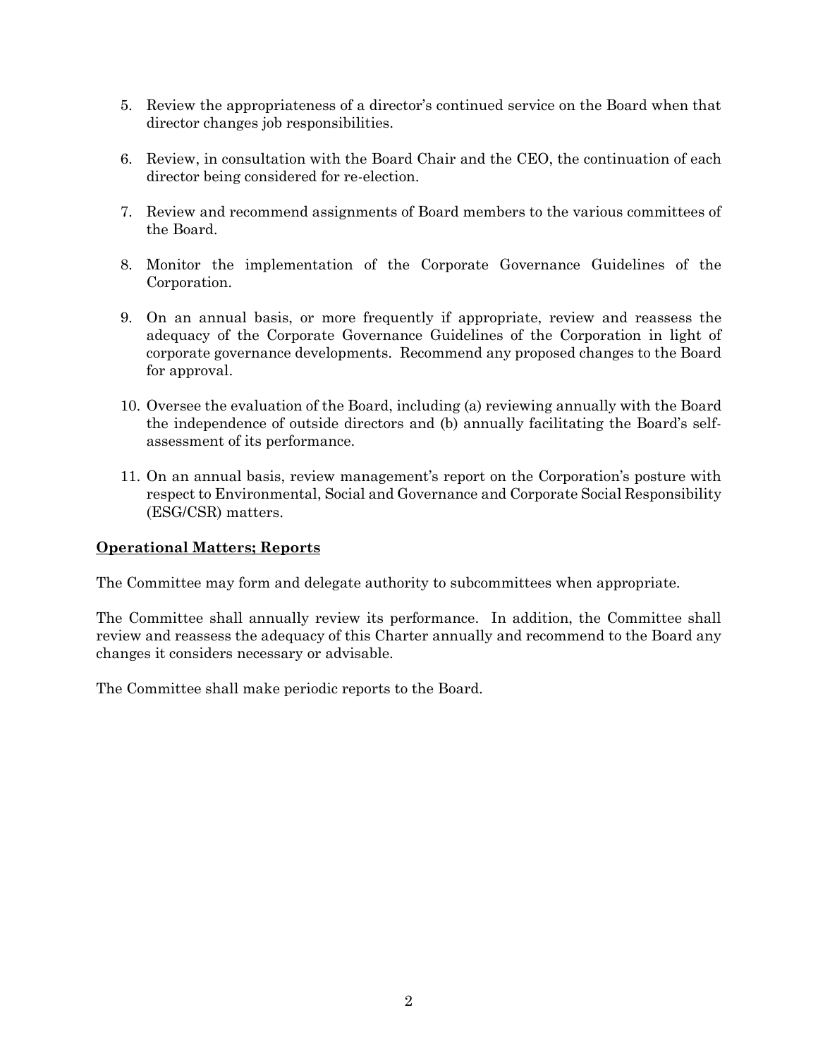5. Review the appropriateness of a director's continued service on the Board when that director changes job responsibilities.

6. Review, in consultation with the Board Chair and the CEO, the continuation of each director being considered for re-election.

7. Review and recommend assignments of Board members to the various committees of the Board.

8. Monitor the implementation of the Corporate Governance Guidelines of the Corporation.

9. On an annual basis, or more frequently if appropriate, review and reassess the adequacy of the Corporate Governance Guidelines of the Corporation in light of corporate governance developments. Recommend any proposed changes to the Board for approval.

10. Oversee the evaluation of the Board, including (a) reviewing annually with the Board the independence of outside directors and (b) annually facilitating the Board's self-assessment of its performance.

11. On an annual basis, review management's report on the Corporation's posture with respect to Environmental, Social and Governance and Corporate Social Responsibility (ESG/CSR) matters.

**Operational Matters; Reports**

The Committee may form and delegate authority to subcommittees when appropriate.

The Committee shall annually review its performance. In addition, the Committee shall review and reassess the adequacy of this Charter annually and recommend to the Board any changes it considers necessary or advisable.

The Committee shall make periodic reports to the Board.